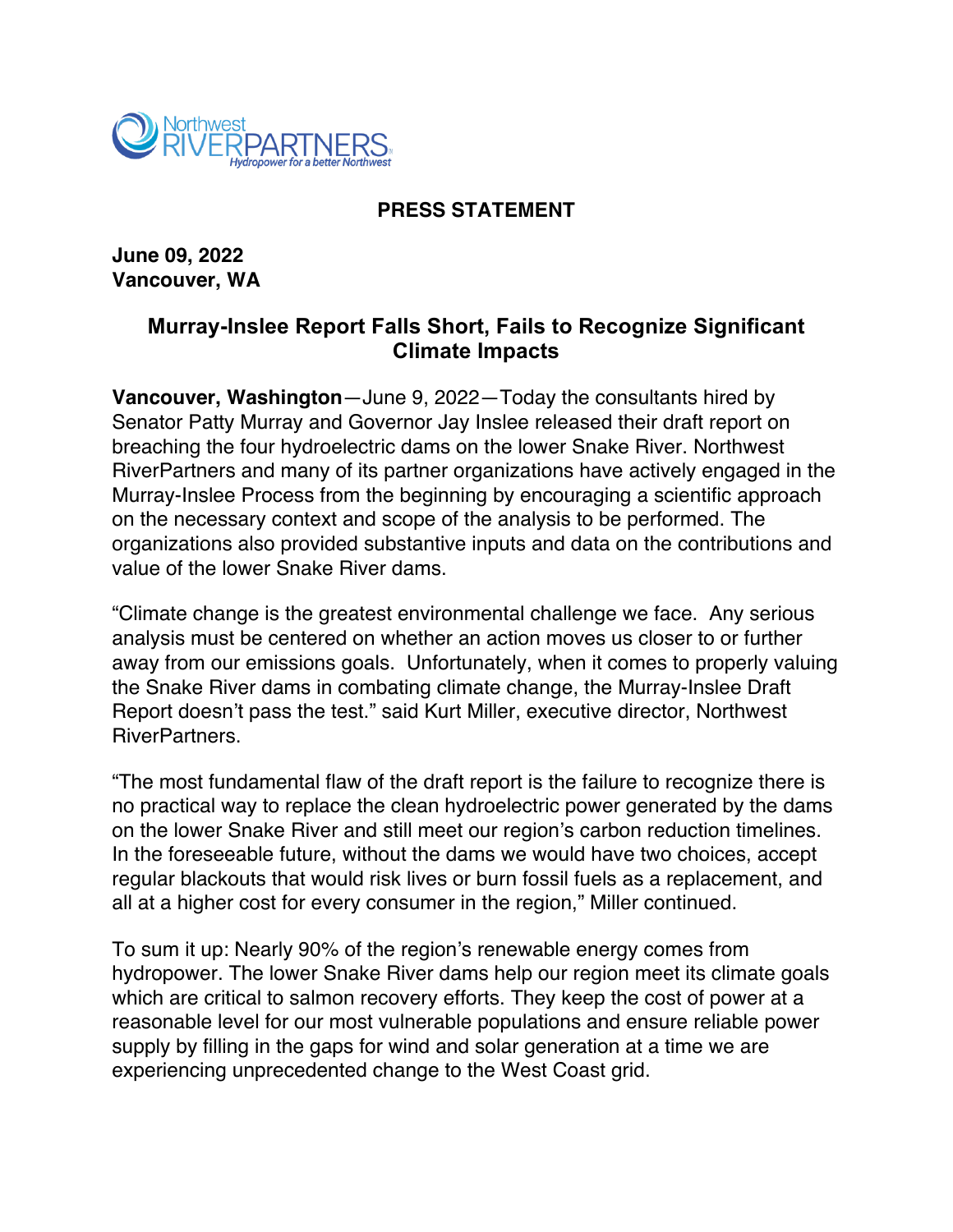Northwest RIVERPARTNERS
*Hydropower for a better Northwest*

**PRESS STATEMENT**

**June 09, 2022**
**Vancouver, WA**

## Murray-Inslee Report Falls Short, Fails to Recognize Significant Climate Impacts

**Vancouver, Washington**—June 9, 2022—Today the consultants hired by Senator Patty Murray and Governor Jay Inslee released their draft report on breaching the four hydroelectric dams on the lower Snake River. Northwest RiverPartners and many of its partner organizations have actively engaged in the Murray-Inslee Process from the beginning by encouraging a scientific approach on the necessary context and scope of the analysis to be performed. The organizations also provided substantive inputs and data on the contributions and value of the lower Snake River dams.

"Climate change is the greatest environmental challenge we face. Any serious analysis must be centered on whether an action moves us closer to or further away from our emissions goals. Unfortunately, when it comes to properly valuing the Snake River dams in combating climate change, the Murray-Inslee Draft Report doesn't pass the test." said Kurt Miller, executive director, Northwest RiverPartners.

"The most fundamental flaw of the draft report is the failure to recognize there is no practical way to replace the clean hydroelectric power generated by the dams on the lower Snake River and still meet our region's carbon reduction timelines. In the foreseeable future, without the dams we would have two choices, accept regular blackouts that would risk lives or burn fossil fuels as a replacement, and all at a higher cost for every consumer in the region," Miller continued.

To sum it up: Nearly 90% of the region's renewable energy comes from hydropower. The lower Snake River dams help our region meet its climate goals which are critical to salmon recovery efforts. They keep the cost of power at a reasonable level for our most vulnerable populations and ensure reliable power supply by filling in the gaps for wind and solar generation at a time we are experiencing unprecedented change to the West Coast grid.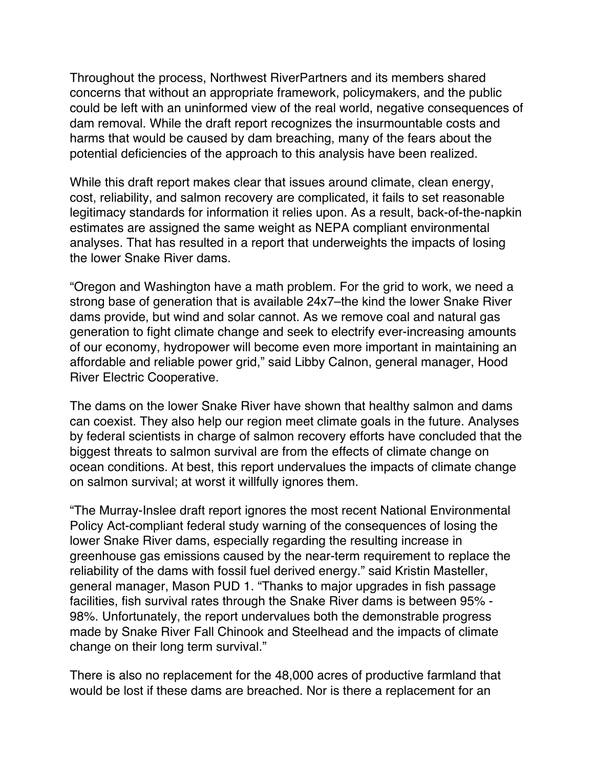Throughout the process, Northwest RiverPartners and its members shared concerns that without an appropriate framework, policymakers, and the public could be left with an uninformed view of the real world, negative consequences of dam removal. While the draft report recognizes the insurmountable costs and harms that would be caused by dam breaching, many of the fears about the potential deficiencies of the approach to this analysis have been realized.

While this draft report makes clear that issues around climate, clean energy, cost, reliability, and salmon recovery are complicated, it fails to set reasonable legitimacy standards for information it relies upon. As a result, back-of-the-napkin estimates are assigned the same weight as NEPA compliant environmental analyses. That has resulted in a report that underweights the impacts of losing the lower Snake River dams.

"Oregon and Washington have a math problem. For the grid to work, we need a strong base of generation that is available 24x7–the kind the lower Snake River dams provide, but wind and solar cannot. As we remove coal and natural gas generation to fight climate change and seek to electrify ever-increasing amounts of our economy, hydropower will become even more important in maintaining an affordable and reliable power grid," said Libby Calnon, general manager, Hood River Electric Cooperative.

The dams on the lower Snake River have shown that healthy salmon and dams can coexist. They also help our region meet climate goals in the future. Analyses by federal scientists in charge of salmon recovery efforts have concluded that the biggest threats to salmon survival are from the effects of climate change on ocean conditions. At best, this report undervalues the impacts of climate change on salmon survival; at worst it willfully ignores them.

"The Murray-Inslee draft report ignores the most recent National Environmental Policy Act-compliant federal study warning of the consequences of losing the lower Snake River dams, especially regarding the resulting increase in greenhouse gas emissions caused by the near-term requirement to replace the reliability of the dams with fossil fuel derived energy." said Kristin Masteller, general manager, Mason PUD 1. "Thanks to major upgrades in fish passage facilities, fish survival rates through the Snake River dams is between 95% - 98%. Unfortunately, the report undervalues both the demonstrable progress made by Snake River Fall Chinook and Steelhead and the impacts of climate change on their long term survival."

There is also no replacement for the 48,000 acres of productive farmland that would be lost if these dams are breached. Nor is there a replacement for an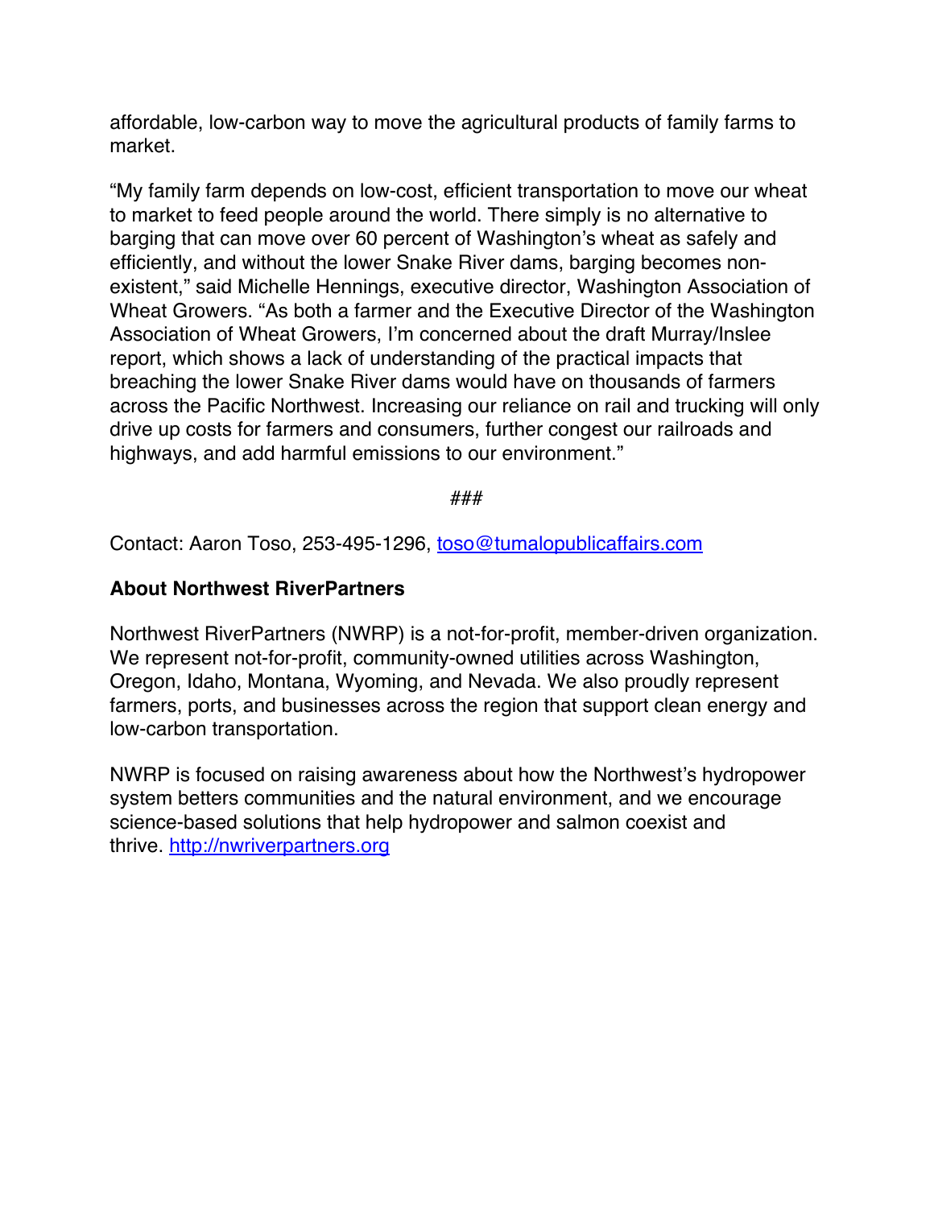affordable, low-carbon way to move the agricultural products of family farms to market.

“My family farm depends on low-cost, efficient transportation to move our wheat to market to feed people around the world. There simply is no alternative to barging that can move over 60 percent of Washington’s wheat as safely and efficiently, and without the lower Snake River dams, barging becomes non-existent,” said Michelle Hennings, executive director, Washington Association of Wheat Growers. “As both a farmer and the Executive Director of the Washington Association of Wheat Growers, I’m concerned about the draft Murray/Inslee report, which shows a lack of understanding of the practical impacts that breaching the lower Snake River dams would have on thousands of farmers across the Pacific Northwest. Increasing our reliance on rail and trucking will only drive up costs for farmers and consumers, further congest our railroads and highways, and add harmful emissions to our environment.”

###

Contact: Aaron Toso, 253-495-1296, toso@tumalopublicaffairs.com

**About Northwest RiverPartners**

Northwest RiverPartners (NWRP) is a not-for-profit, member-driven organization. We represent not-for-profit, community-owned utilities across Washington, Oregon, Idaho, Montana, Wyoming, and Nevada. We also proudly represent farmers, ports, and businesses across the region that support clean energy and low-carbon transportation.

NWRP is focused on raising awareness about how the Northwest’s hydropower system betters communities and the natural environment, and we encourage science-based solutions that help hydropower and salmon coexist and thrive. http://nwriverpartners.org